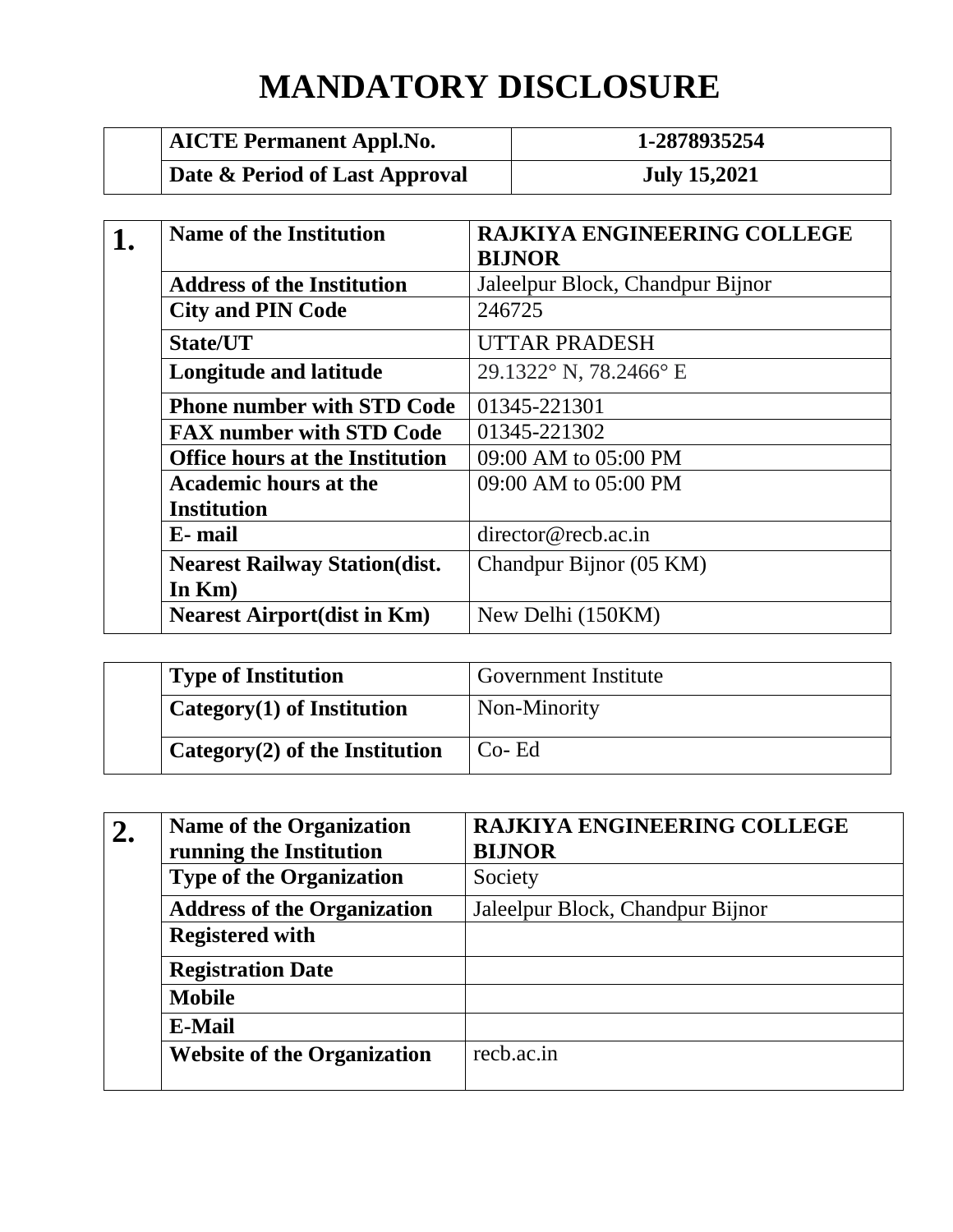# MANDATORY DISCLOSURE

| | | |
|---|---|---|
| | **AICTE Permanent Appl.No.** | **1-2878935254** |
| | **Date & Period of Last Approval** | **July 15,2021** |

| | | |
|---|---|---|
| **1.** | **Name of the Institution** | **RAJKIYA ENGINEERING COLLEGE BIJNOR** |
| | **Address of the Institution** | Jaleelpur Block, Chandpur Bijnor |
| | **City and PIN Code** | 246725 |
| | **State/UT** | UTTAR PRADESH |
| | **Longitude and latitude** | 29.1322° N, 78.2466° E |
| | **Phone number with STD Code** | 01345-221301 |
| | **FAX number with STD Code** | 01345-221302 |
| | **Office hours at the Institution** | 09:00 AM to 05:00 PM |
| | **Academic hours at the Institution** | 09:00 AM to 05:00 PM |
| | **E- mail** | director@recb.ac.in |
| | **Nearest Railway Station(dist. In Km)** | Chandpur Bijnor (05 KM) |
| | **Nearest Airport(dist in Km)** | New Delhi (150KM) |

| | | |
|---|---|---|
| | **Type of Institution** | Government Institute |
| | **Category(1) of Institution** | Non-Minority |
| | **Category(2) of the Institution** | Co- Ed |

| | | |
|---|---|---|
| **2.** | **Name of the Organization running the Institution** | **RAJKIYA ENGINEERING COLLEGE BIJNOR** |
| | **Type of the Organization** | Society |
| | **Address of the Organization** | Jaleelpur Block, Chandpur Bijnor |
| | **Registered with** | |
| | **Registration Date** | |
| | **Mobile** | |
| | **E-Mail** | |
| | **Website of the Organization** | recb.ac.in |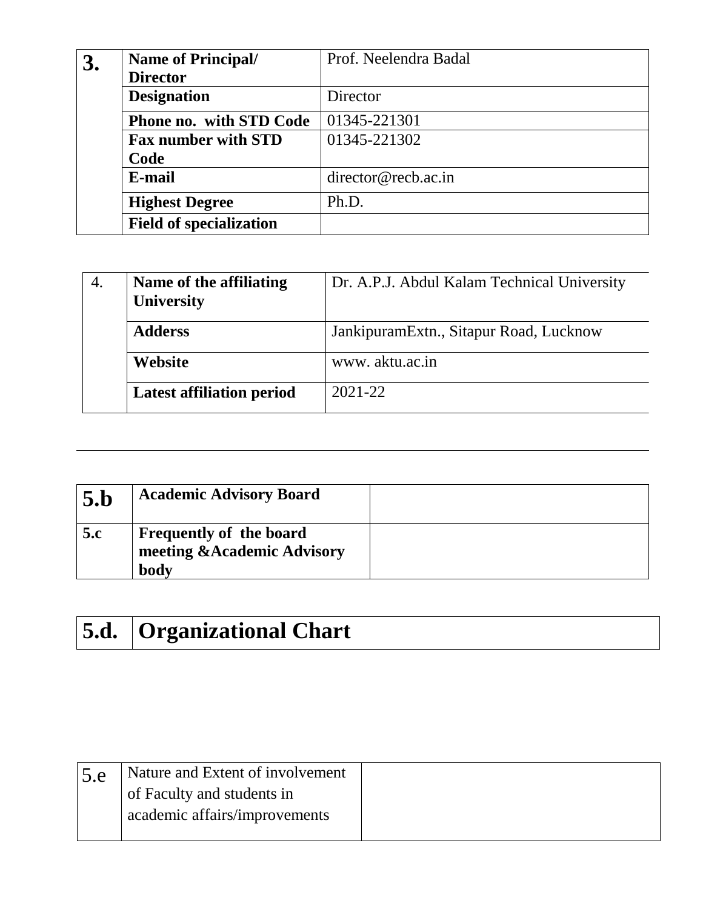| 3. | Name of Principal/ Director | Prof. Neelendra Badal |
|---|---|---|
| | Designation | Director |
| | Phone no. with STD Code | 01345-221301 |
| | Fax number with STD Code | 01345-221302 |
| | E-mail | director@recb.ac.in |
| | Highest Degree | Ph.D. |
| | Field of specialization | |

| 4. | Name of the affiliating University | Dr. A.P.J. Abdul Kalam Technical University |
|---|---|---|
| | Adderss | JankipuramExtn., Sitapur Road, Lucknow |
| | Website | www. aktu.ac.in |
| | Latest affiliation period | 2021-22 |

---

| 5.b | Academic Advisory Board | |
|---|---|---|
| 5.c | Frequently of the board meeting &Academic Advisory body | |

| 5.d. | Organizational Chart |
|---|---|

| 5.e | Nature and Extent of involvement of Faculty and students in academic affairs/improvements | |
|---|---|---|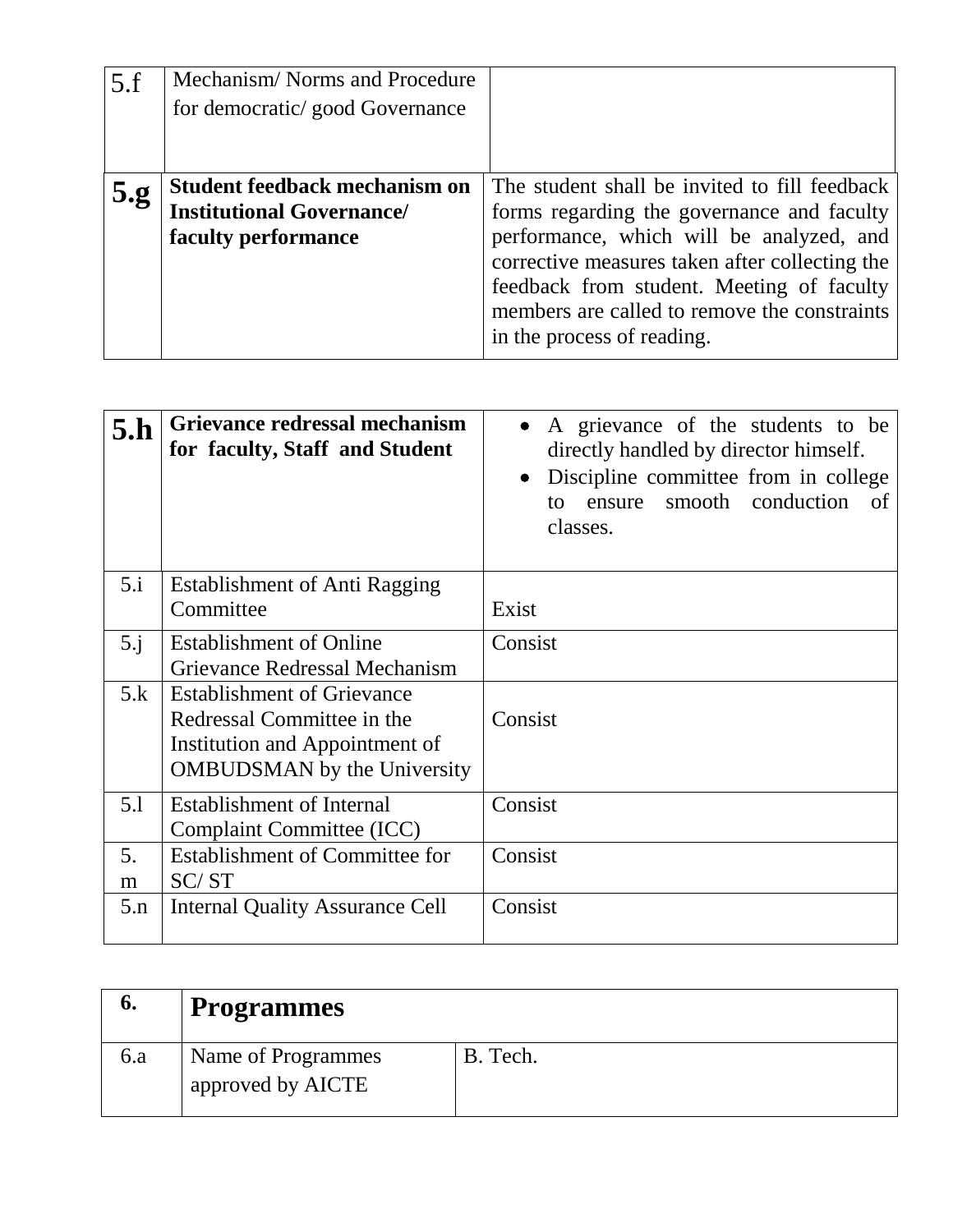| 5.f | Mechanism/ Norms and Procedure for democratic/ good Governance | |
|---|---|---|
| **5.g** | **Student feedback mechanism on Institutional Governance/ faculty performance** | The student shall be invited to fill feedback forms regarding the governance and faculty performance, which will be analyzed, and corrective measures taken after collecting the feedback from student. Meeting of faculty members are called to remove the constraints in the process of reading. |

| **5.h** | **Grievance redressal mechanism for faculty, Staff and Student** | • A grievance of the students to be directly handled by director himself.<br>• Discipline committee from in college to ensure smooth conduction of classes. |
|---|---|---|
| 5.i | Establishment of Anti Ragging Committee | Exist |
| 5.j | Establishment of Online Grievance Redressal Mechanism | Consist |
| 5.k | Establishment of Grievance Redressal Committee in the Institution and Appointment of OMBUDSMAN by the University | Consist |
| 5.l | Establishment of Internal Complaint Committee (ICC) | Consist |
| 5. m | Establishment of Committee for SC/ ST | Consist |
| 5.n | Internal Quality Assurance Cell | Consist |

| **6.** | **Programmes** | |
|---|---|---|
| 6.a | Name of Programmes approved by AICTE | B. Tech. |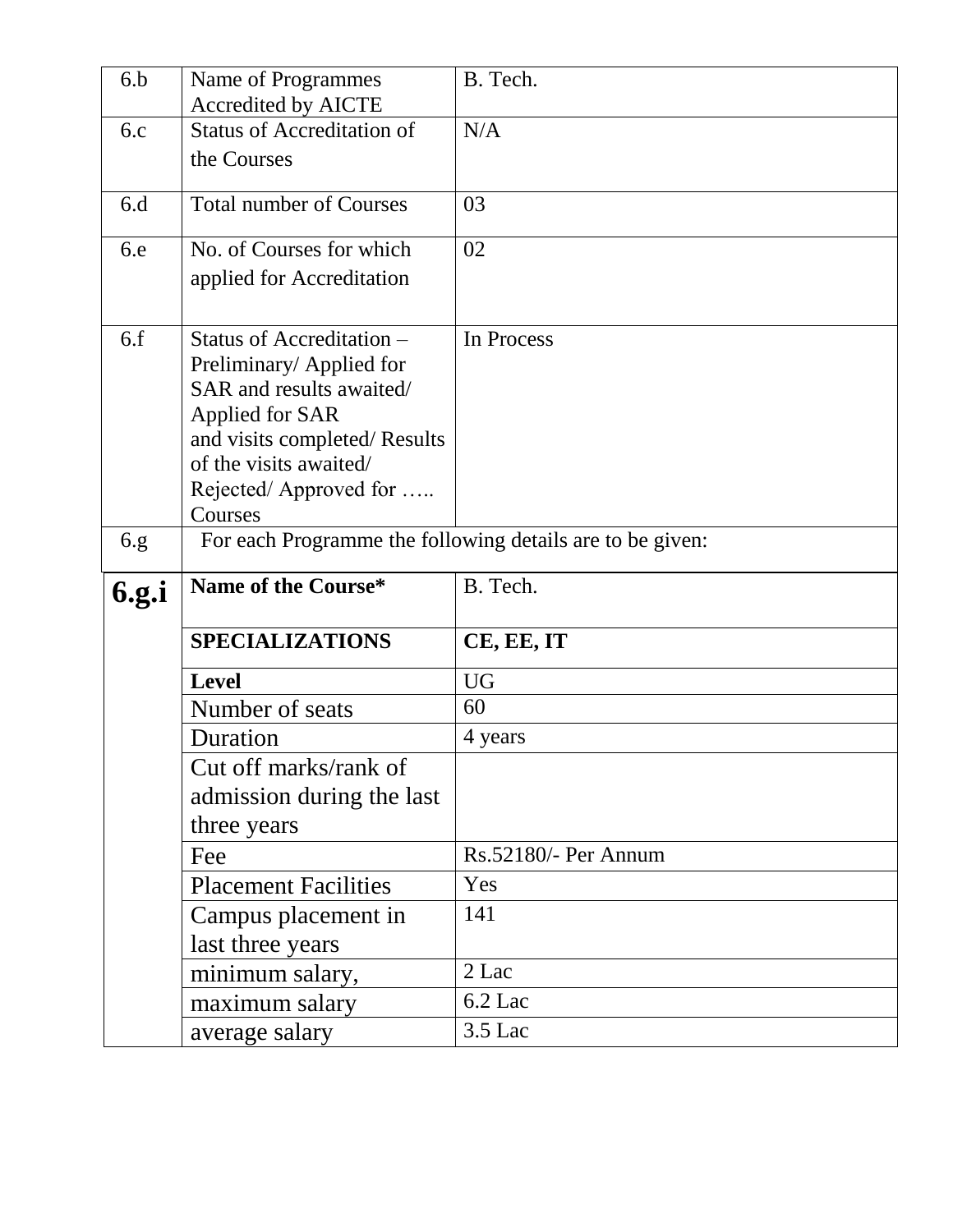| | | |
|---|---|---|
| 6.b | Name of Programmes Accredited by AICTE | B. Tech. |
| 6.c | Status of Accreditation of the Courses | N/A |
| 6.d | Total number of Courses | 03 |
| 6.e | No. of Courses for which applied for Accreditation | 02 |
| 6.f | Status of Accreditation – Preliminary/ Applied for SAR and results awaited/ Applied for SAR and visits completed/ Results of the visits awaited/ Rejected/ Approved for ….. Courses | In Process |
| 6.g | For each Programme the following details are to be given: | |
| **6.g.i** | **Name of the Course*** | B. Tech. |
| | **SPECIALIZATIONS** | **CE, EE, IT** |
| | **Level** | UG |
| | Number of seats | 60 |
| | Duration | 4 years |
| | Cut off marks/rank of admission during the last three years | |
| | Fee | Rs.52180/- Per Annum |
| | Placement Facilities | Yes |
| | Campus placement in last three years | 141 |
| | minimum salary, | 2 Lac |
| | maximum salary | 6.2 Lac |
| | average salary | 3.5 Lac |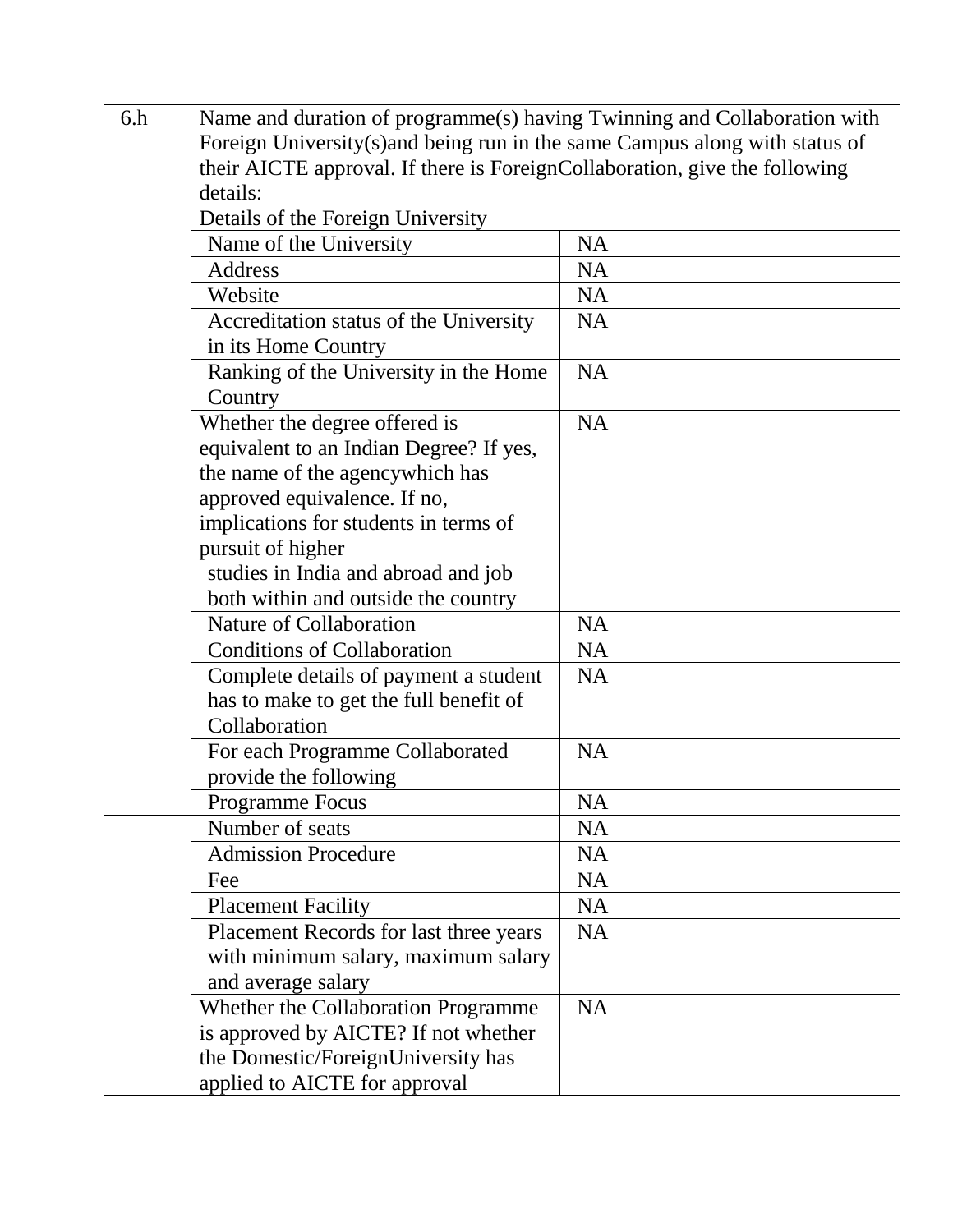| 6.h | Name and duration of programme(s) having Twinning and Collaboration with Foreign University(s)and being run in the same Campus along with status of their AICTE approval. If there is ForeignCollaboration, give the following details:<br>Details of the Foreign University | |
|---|---|---|
| | Name of the University | NA |
| | Address | NA |
| | Website | NA |
| | Accreditation status of the University in its Home Country | NA |
| | Ranking of the University in the Home Country | NA |
| | Whether the degree offered is equivalent to an Indian Degree? If yes, the name of the agencywhich has approved equivalence. If no, implications for students in terms of pursuit of higher studies in India and abroad and job both within and outside the country | NA |
| | Nature of Collaboration | NA |
| | Conditions of Collaboration | NA |
| | Complete details of payment a student has to make to get the full benefit of Collaboration | NA |
| | For each Programme Collaborated provide the following | NA |
| | Programme Focus | NA |
| | Number of seats | NA |
| | Admission Procedure | NA |
| | Fee | NA |
| | Placement Facility | NA |
| | Placement Records for last three years with minimum salary, maximum salary and average salary | NA |
| | Whether the Collaboration Programme is approved by AICTE? If not whether the Domestic/ForeignUniversity has applied to AICTE for approval | NA |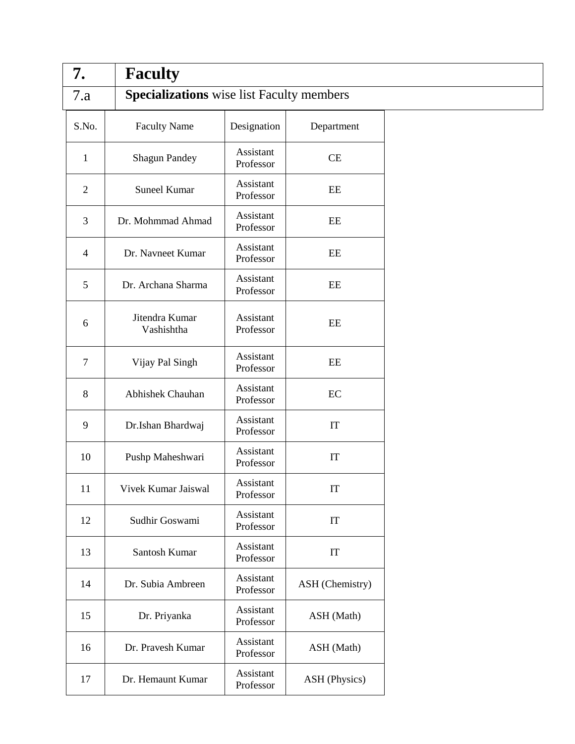| 7. | **Faculty** |
|---|---|
| 7.a | **Specializations** wise list Faculty members |

| S.No. | Faculty Name | Designation | Department |
|---|---|---|---|
| 1 | Shagun Pandey | Assistant Professor | CE |
| 2 | Suneel Kumar | Assistant Professor | EE |
| 3 | Dr. Mohmmad Ahmad | Assistant Professor | EE |
| 4 | Dr. Navneet Kumar | Assistant Professor | EE |
| 5 | Dr. Archana Sharma | Assistant Professor | EE |
| 6 | Jitendra Kumar Vashishtha | Assistant Professor | EE |
| 7 | Vijay Pal Singh | Assistant Professor | EE |
| 8 | Abhishek Chauhan | Assistant Professor | EC |
| 9 | Dr.Ishan Bhardwaj | Assistant Professor | IT |
| 10 | Pushp Maheshwari | Assistant Professor | IT |
| 11 | Vivek Kumar Jaiswal | Assistant Professor | IT |
| 12 | Sudhir Goswami | Assistant Professor | IT |
| 13 | Santosh Kumar | Assistant Professor | IT |
| 14 | Dr. Subia Ambreen | Assistant Professor | ASH (Chemistry) |
| 15 | Dr. Priyanka | Assistant Professor | ASH (Math) |
| 16 | Dr. Pravesh Kumar | Assistant Professor | ASH (Math) |
| 17 | Dr. Hemaunt Kumar | Assistant Professor | ASH (Physics) |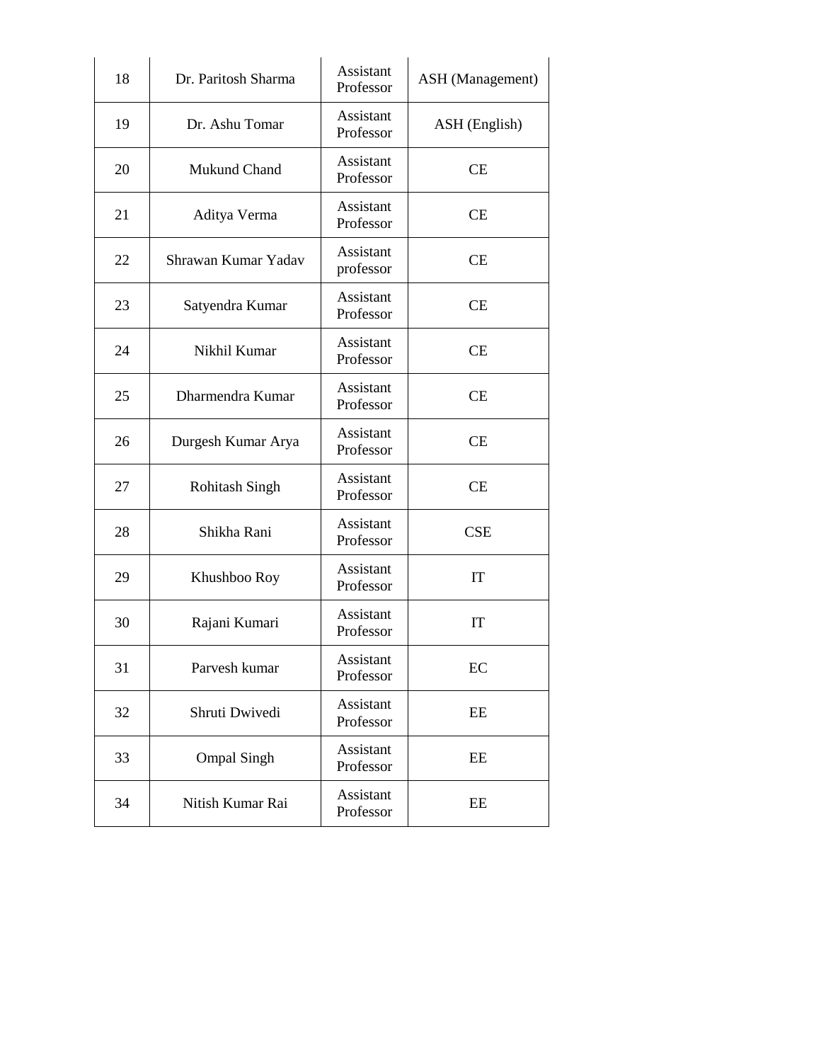| 18 | Dr. Paritosh Sharma | Assistant Professor | ASH (Management) |
|---|---|---|---|
| 19 | Dr. Ashu Tomar | Assistant Professor | ASH (English) |
| 20 | Mukund Chand | Assistant Professor | CE |
| 21 | Aditya Verma | Assistant Professor | CE |
| 22 | Shrawan Kumar Yadav | Assistant professor | CE |
| 23 | Satyendra Kumar | Assistant Professor | CE |
| 24 | Nikhil Kumar | Assistant Professor | CE |
| 25 | Dharmendra Kumar | Assistant Professor | CE |
| 26 | Durgesh Kumar Arya | Assistant Professor | CE |
| 27 | Rohitash Singh | Assistant Professor | CE |
| 28 | Shikha Rani | Assistant Professor | CSE |
| 29 | Khushboo Roy | Assistant Professor | IT |
| 30 | Rajani Kumari | Assistant Professor | IT |
| 31 | Parvesh kumar | Assistant Professor | EC |
| 32 | Shruti Dwivedi | Assistant Professor | EE |
| 33 | Ompal Singh | Assistant Professor | EE |
| 34 | Nitish Kumar Rai | Assistant Professor | EE |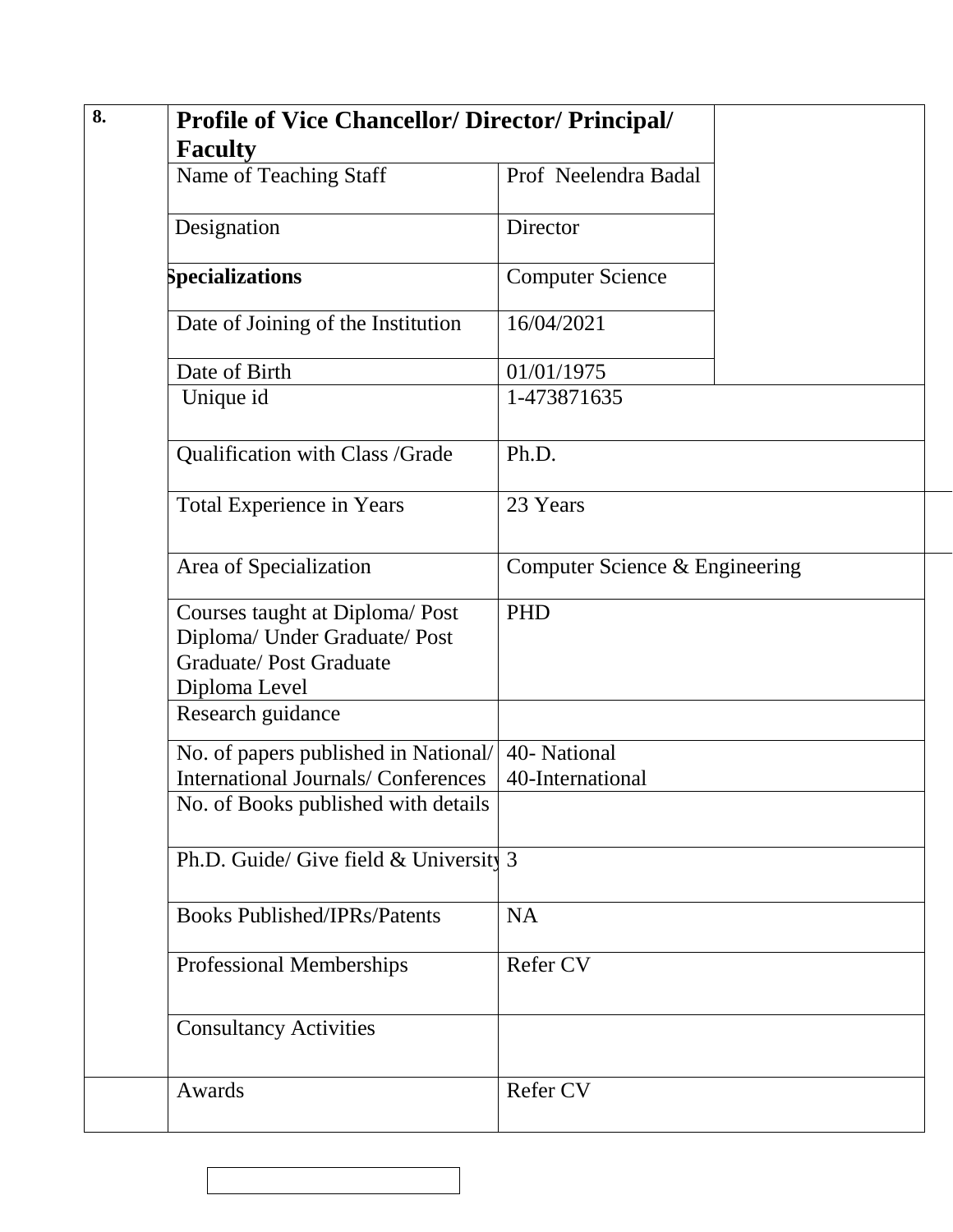| 8. | **Profile of Vice Chancellor/ Director/ Principal/ Faculty** | |
|---|---|---|
| | Name of Teaching Staff | Prof Neelendra Badal |
| | Designation | Director |
| | **Specializations** | Computer Science |
| | Date of Joining of the Institution | 16/04/2021 |
| | Date of Birth | 01/01/1975 |
| | Unique id | 1-473871635 |
| | Qualification with Class /Grade | Ph.D. |
| | Total Experience in Years | 23 Years |
| | Area of Specialization | Computer Science & Engineering |
| | Courses taught at Diploma/ Post Diploma/ Under Graduate/ Post Graduate/ Post Graduate Diploma Level | PHD |
| | Research guidance | |
| | No. of papers published in National/ International Journals/ Conferences | 40- National<br>40-International |
| | No. of Books published with details | |
| | Ph.D. Guide/ Give field & University | 3 |
| | Books Published/IPRs/Patents | NA |
| | Professional Memberships | Refer CV |
| | Consultancy Activities | |
| | Awards | Refer CV |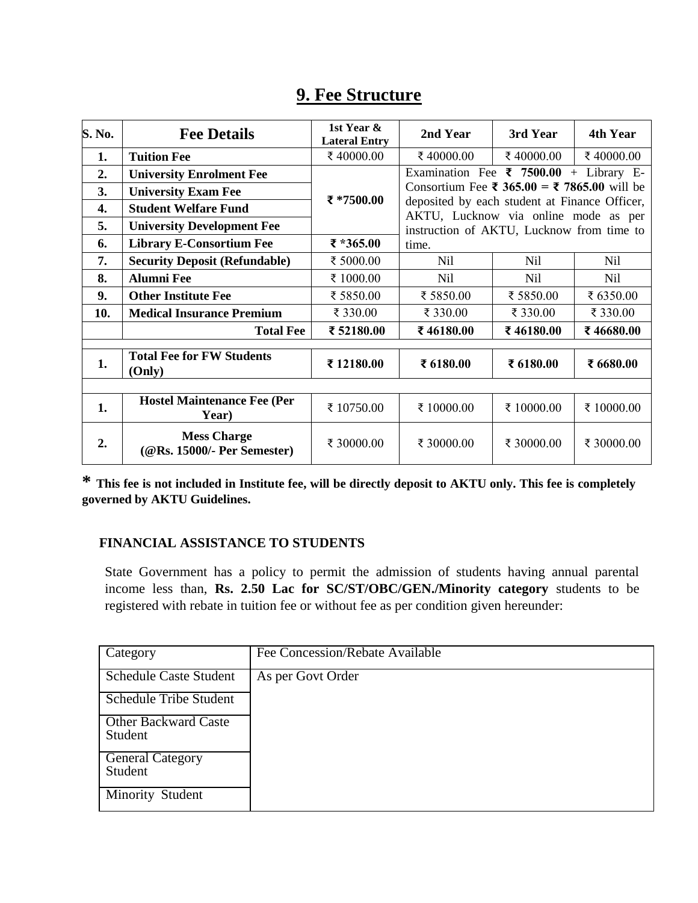## 9. Fee Structure

| S. No. | Fee Details | 1st Year & Lateral Entry | 2nd Year | 3rd Year | 4th Year |
|---|---|---|---|---|---|
| 1. | **Tuition Fee** | ₹ 40000.00 | ₹ 40000.00 | ₹ 40000.00 | ₹ 40000.00 |
| 2. | **University Enrolment Fee** | **₹ *7500.00** | Examination Fee **₹ 7500.00** + Library E-Consortium Fee **₹ 365.00 = ₹ 7865.00** will be deposited by each student at Finance Officer, AKTU, Lucknow via online mode as per instruction of AKTU, Lucknow from time to time. | | |
| 3. | **University Exam Fee** | | | | |
| 4. | **Student Welfare Fund** | | | | |
| 5. | **University Development Fee** | | | | |
| 6. | **Library E-Consortium Fee** | **₹ *365.00** | | | |
| 7. | **Security Deposit (Refundable)** | ₹ 5000.00 | Nil | Nil | Nil |
| 8. | **Alumni Fee** | ₹ 1000.00 | Nil | Nil | Nil |
| 9. | **Other Institute Fee** | ₹ 5850.00 | ₹ 5850.00 | ₹ 5850.00 | ₹ 6350.00 |
| 10. | **Medical Insurance Premium** | ₹ 330.00 | ₹ 330.00 | ₹ 330.00 | ₹ 330.00 |
| | **Total Fee** | **₹ 52180.00** | **₹ 46180.00** | **₹ 46180.00** | **₹ 46680.00** |
| | | | | | |
| 1. | **Total Fee for FW Students (Only)** | **₹ 12180.00** | **₹ 6180.00** | **₹ 6180.00** | **₹ 6680.00** |
| | | | | | |
| 1. | **Hostel Maintenance Fee (Per Year)** | ₹ 10750.00 | ₹ 10000.00 | ₹ 10000.00 | ₹ 10000.00 |
| 2. | **Mess Charge (@Rs. 15000/- Per Semester)** | ₹ 30000.00 | ₹ 30000.00 | ₹ 30000.00 | ₹ 30000.00 |

**\* This fee is not included in Institute fee, will be directly deposit to AKTU only. This fee is completely governed by AKTU Guidelines.**

**FINANCIAL ASSISTANCE TO STUDENTS**

State Government has a policy to permit the admission of students having annual parental income less than, **Rs. 2.50 Lac for SC/ST/OBC/GEN./Minority category** students to be registered with rebate in tuition fee or without fee as per condition given hereunder:

| Category | Fee Concession/Rebate Available |
|---|---|
| Schedule Caste Student | As per Govt Order |
| Schedule Tribe Student | |
| Other Backward Caste Student | |
| General Category Student | |
| Minority Student | |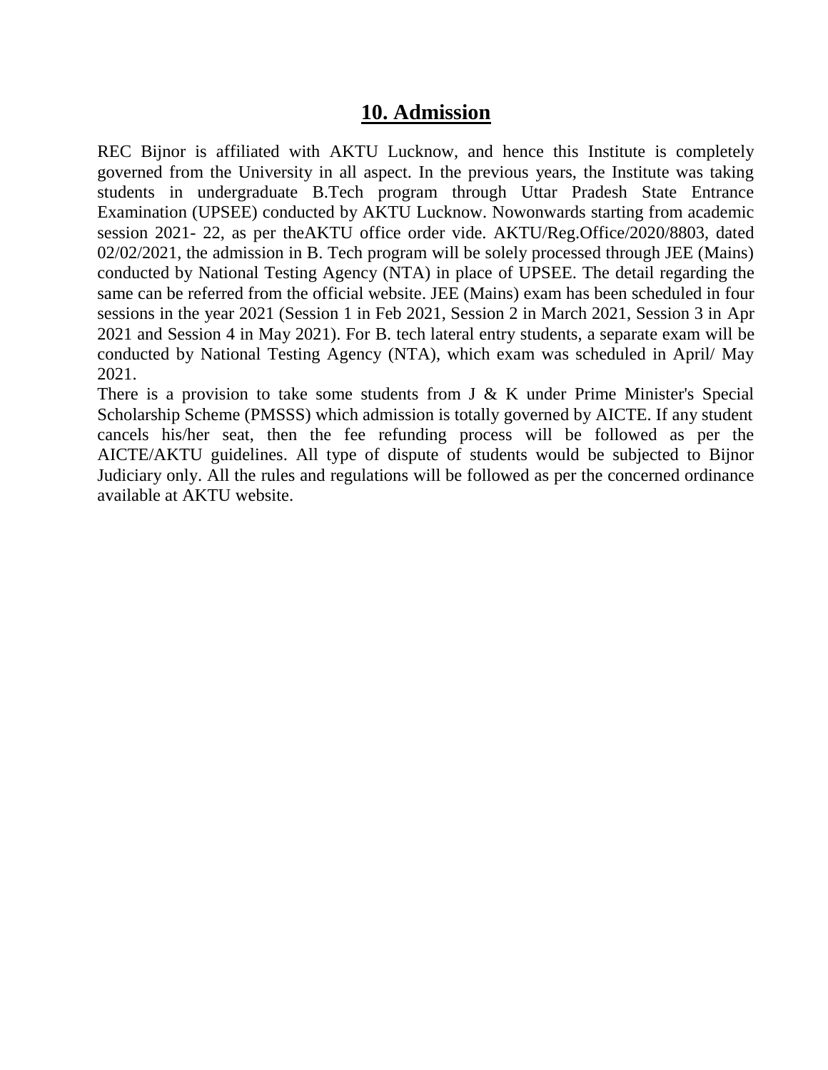## 10. Admission

REC Bijnor is affiliated with AKTU Lucknow, and hence this Institute is completely governed from the University in all aspect. In the previous years, the Institute was taking students in undergraduate B.Tech program through Uttar Pradesh State Entrance Examination (UPSEE) conducted by AKTU Lucknow. Nowonwards starting from academic session 2021- 22, as per theAKTU office order vide. AKTU/Reg.Office/2020/8803, dated 02/02/2021, the admission in B. Tech program will be solely processed through JEE (Mains) conducted by National Testing Agency (NTA) in place of UPSEE. The detail regarding the same can be referred from the official website. JEE (Mains) exam has been scheduled in four sessions in the year 2021 (Session 1 in Feb 2021, Session 2 in March 2021, Session 3 in Apr 2021 and Session 4 in May 2021). For B. tech lateral entry students, a separate exam will be conducted by National Testing Agency (NTA), which exam was scheduled in April/ May 2021.

There is a provision to take some students from J & K under Prime Minister's Special Scholarship Scheme (PMSSS) which admission is totally governed by AICTE. If any student cancels his/her seat, then the fee refunding process will be followed as per the AICTE/AKTU guidelines. All type of dispute of students would be subjected to Bijnor Judiciary only. All the rules and regulations will be followed as per the concerned ordinance available at AKTU website.